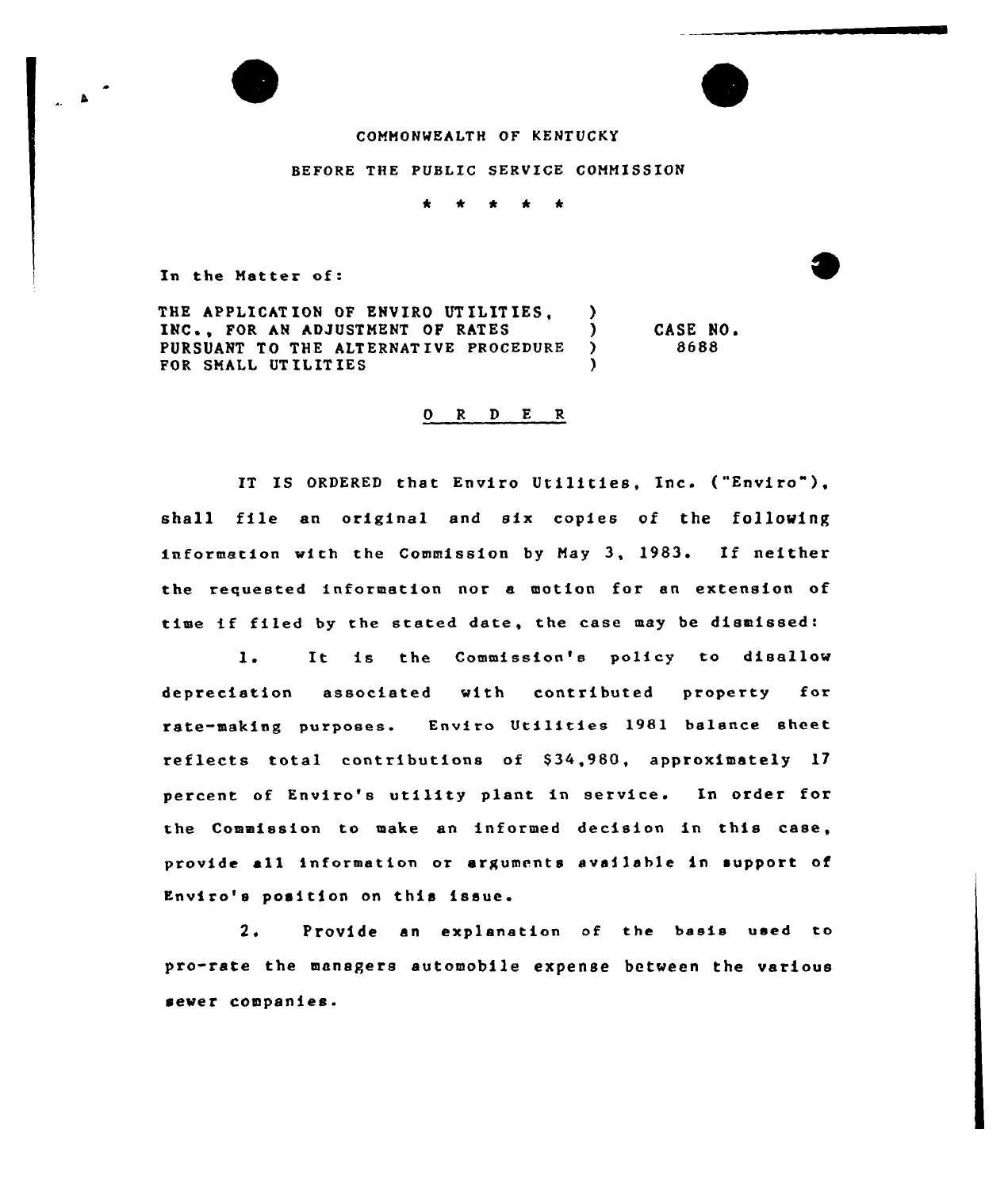COMMONWEALTH OF KENTUCKY

BEFORE THE PUBLIC SERVICE COMMISSION

\* \* \* \* \*

In the Matter of:

| | | |
|---|---|---|
| THE APPLICATION OF ENVIRO UTILITIES, INC., FOR AN ADJUSTMENT OF RATES PURSUANT TO THE ALTERNATIVE PROCEDURE FOR SMALL UTILITIES | ) ) ) ) | CASE NO. 8688 |

O R D E R

IT IS ORDERED that Enviro Utilities, Inc. ("Enviro"), shall file an original and six copies of the following information with the Commission by May 3, 1983. If neither the requested information nor a motion for an extension of time if filed by the stated date, the case may be dismissed:

1. It is the Commission's policy to disallow depreciation associated with contributed property for rate-making purposes. Enviro Utilities 1981 balance sheet reflects total contributions of $34,980, approximately 17 percent of Enviro's utility plant in service. In order for the Commission to make an informed decision in this case, provide all information or arguments available in support of Enviro's position on this issue.

2. Provide an explanation of the basis used to pro-rate the managers automobile expense between the various sewer companies.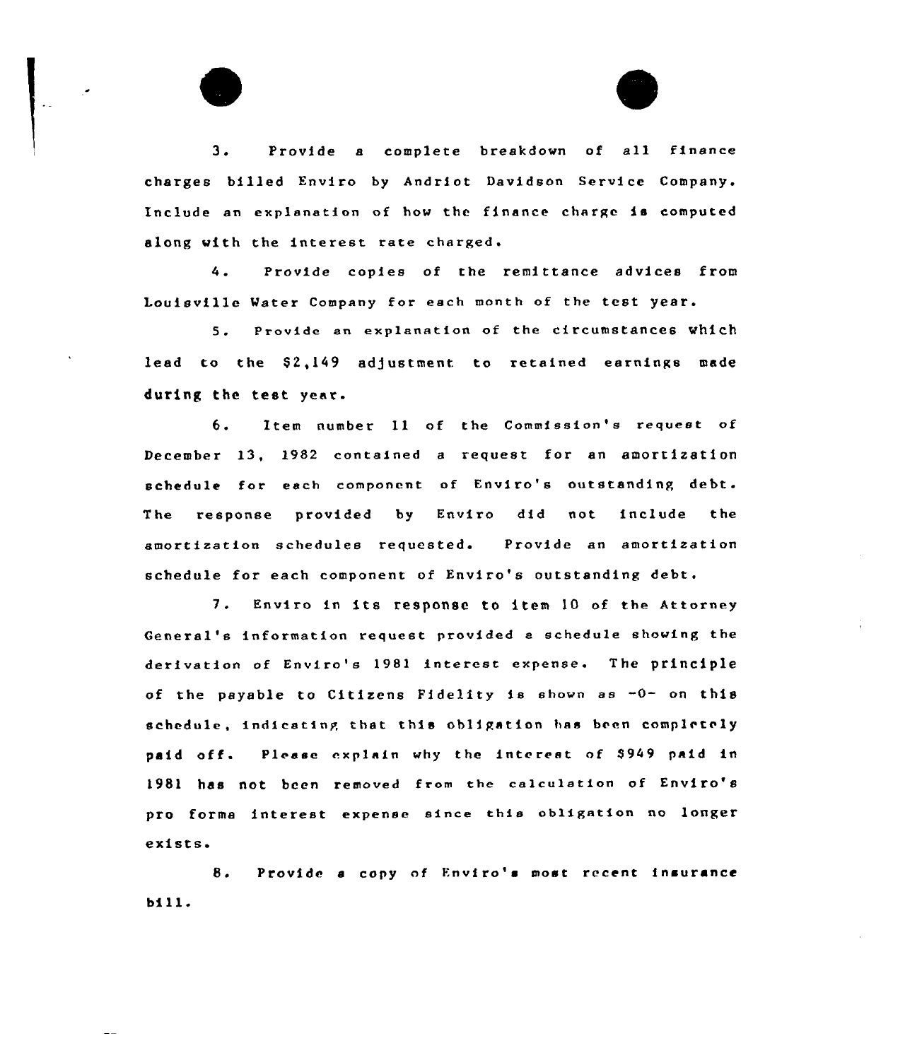3. Provide a complete breakdown of all finance charges billed Enviro by Andriot Davidson Service Company. Include an explanation of how the finance charge is computed along with the interest rate charged.

4. Provide copies of the remittance advices from Louisville Water Company for each month of the test year.

5. Provide an explanation of the circumstances which lead to the $2,149 adjustment to retained earnings made during the test year.

6. Item number 11 of the Commission's request of December 13, 1982 contained a request for an amortization schedule for each component of Enviro's outstanding debt. The response provided by Enviro did not include the amortization schedules requested. Provide an amortization schedule for each component of Enviro's outstanding debt.

7. Enviro in its response to item 10 of the Attorney General's information request provided a schedule showing the derivation of Enviro's 1981 interest expense. The principle of the payable to Citizens Fidelity is shown as -0- on this schedule, indicating that this obligation has been completely paid off. Please explain why the interest of $949 paid in 1981 has not been removed from the calculation of Enviro's pro forma interest expense since this obligation no longer exists.

8. Provide a copy of Enviro's most recent insurance bill.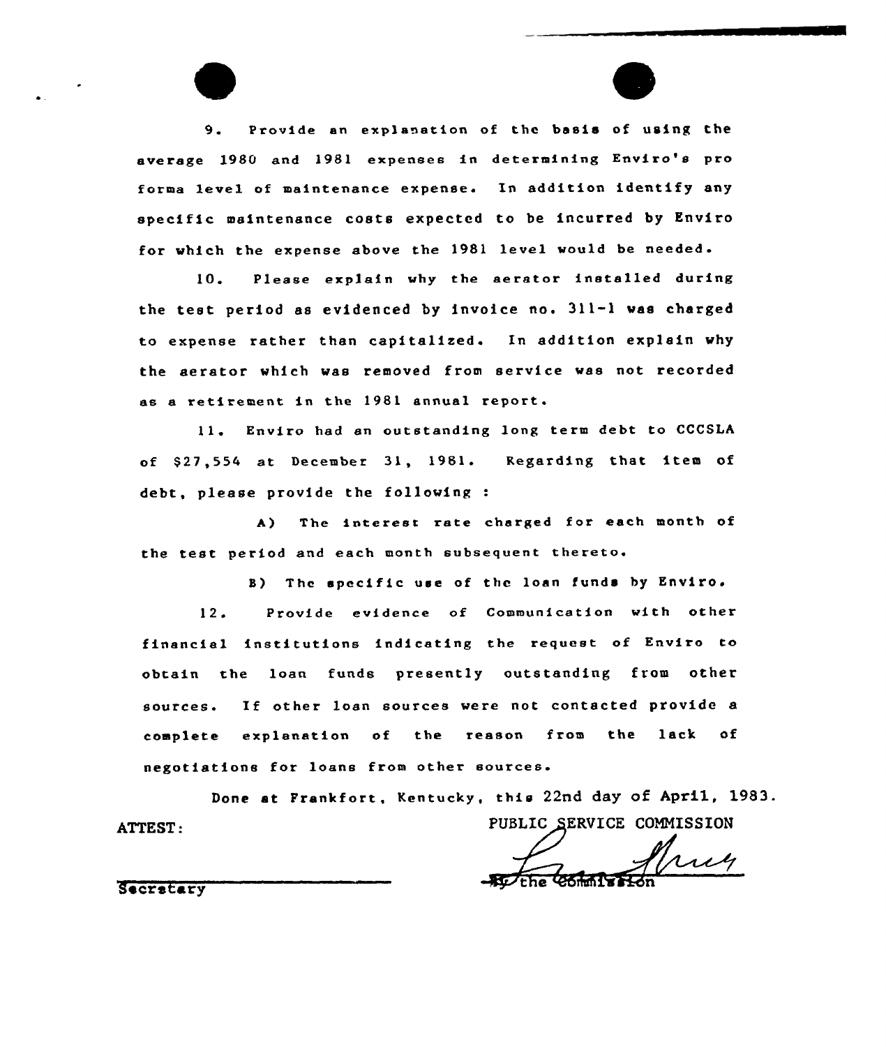9. Provide an explanation of the basis of using the average 1980 and 1981 expenses in determining Enviro's pro forma level of maintenance expense. In addition identify any specific maintenance costs expected to be incurred by Enviro for which the expense above the 1981 level would be needed.

10. Please explain why the aerator installed during the test period as evidenced by invoice no. 311-1 was charged to expense rather than capitalized. In addition explain why the aerator which was removed from service was not recorded as a retirement in the 1981 annual report.

11. Enviro had an outstanding long term debt to CCCSLA of $27,554 at December 31, 1981. Regarding that item of debt, please provide the following :

A) The interest rate charged for each month of the test period and each month subsequent thereto.

B) The specific use of the loan funds by Enviro.

12. Provide evidence of Communication with other financial institutions indicating the request of Enviro to obtain the loan funds presently outstanding from other sources. If other loan sources were not contacted provide a complete explanation of the reason from the lack of negotiations for loans from other sources.

Done at Frankfort, Kentucky, this 22nd day of April, 1983.

PUBLIC SERVICE COMMISSION

By the Commission

ATTEST:

Secretary